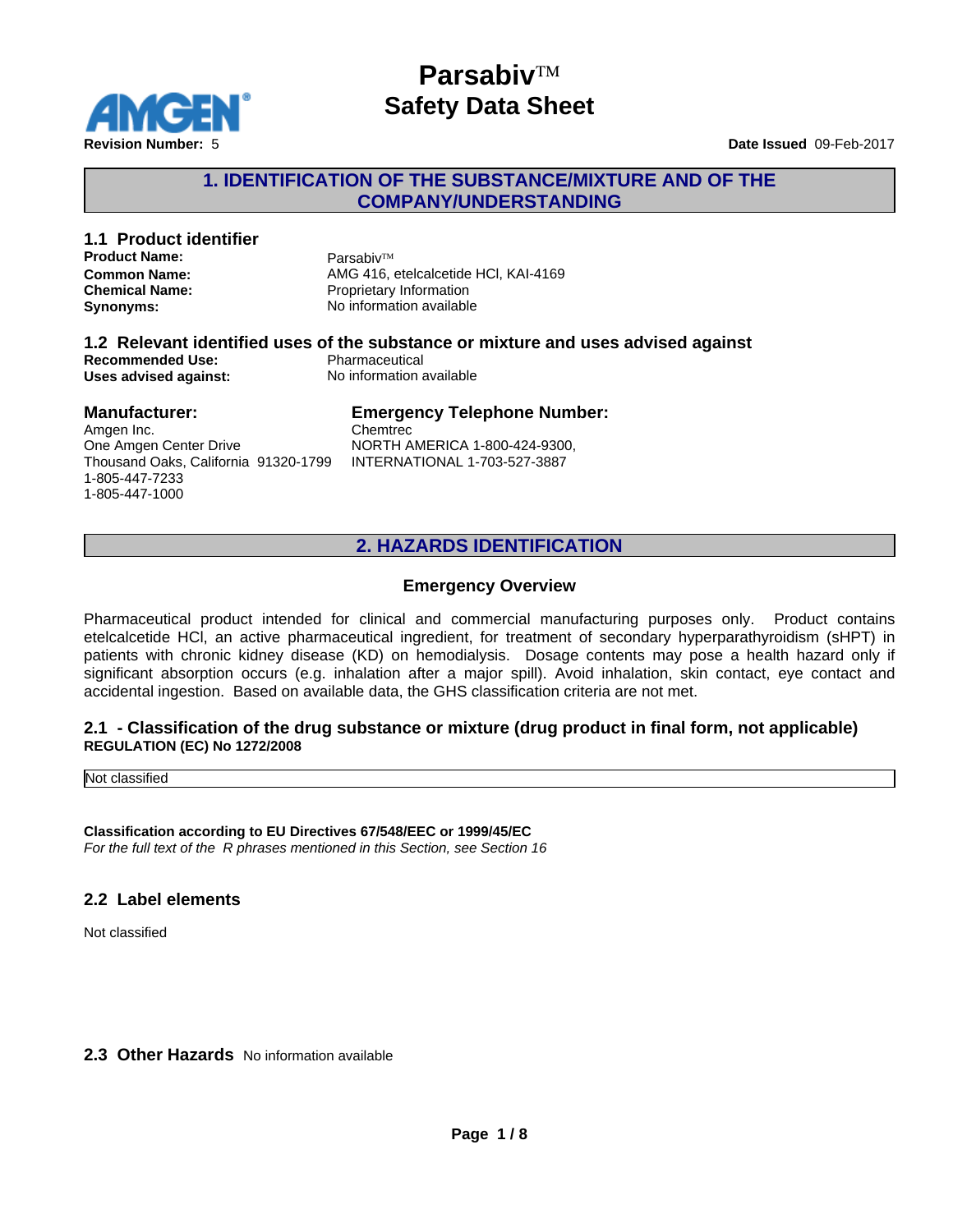# Parsabiv™
# Safety Data Sheet

**Revision Number:** 5

**Date Issued** 09-Feb-2017

## 1. IDENTIFICATION OF THE SUBSTANCE/MIXTURE AND OF THE COMPANY/UNDERSTANDING

### 1.1 Product identifier

**Product Name:** Parsabiv™
**Common Name:** AMG 416, etelcalcetide HCl, KAI-4169
**Chemical Name:** Proprietary Information
**Synonyms:** No information available

### 1.2 Relevant identified uses of the substance or mixture and uses advised against

**Recommended Use:** Pharmaceutical
**Uses advised against:** No information available

### Manufacturer:

Amgen Inc.
One Amgen Center Drive
Thousand Oaks, California 91320-1799
1-805-447-7233
1-805-447-1000

### Emergency Telephone Number:

Chemtrec
NORTH AMERICA 1-800-424-9300,
INTERNATIONAL 1-703-527-3887

## 2. HAZARDS IDENTIFICATION

### Emergency Overview

Pharmaceutical product intended for clinical and commercial manufacturing purposes only. Product contains etelcalcetide HCl, an active pharmaceutical ingredient, for treatment of secondary hyperparathyroidism (sHPT) in patients with chronic kidney disease (KD) on hemodialysis. Dosage contents may pose a health hazard only if significant absorption occurs (e.g. inhalation after a major spill). Avoid inhalation, skin contact, eye contact and accidental ingestion. Based on available data, the GHS classification criteria are not met.

### 2.1 - Classification of the drug substance or mixture (drug product in final form, not applicable)

**REGULATION (EC) No 1272/2008**

| Not classified |
|---|

**Classification according to EU Directives 67/548/EEC or 1999/45/EC**
*For the full text of the R phrases mentioned in this Section, see Section 16*

### 2.2 Label elements

Not classified

### 2.3 Other Hazards

No information available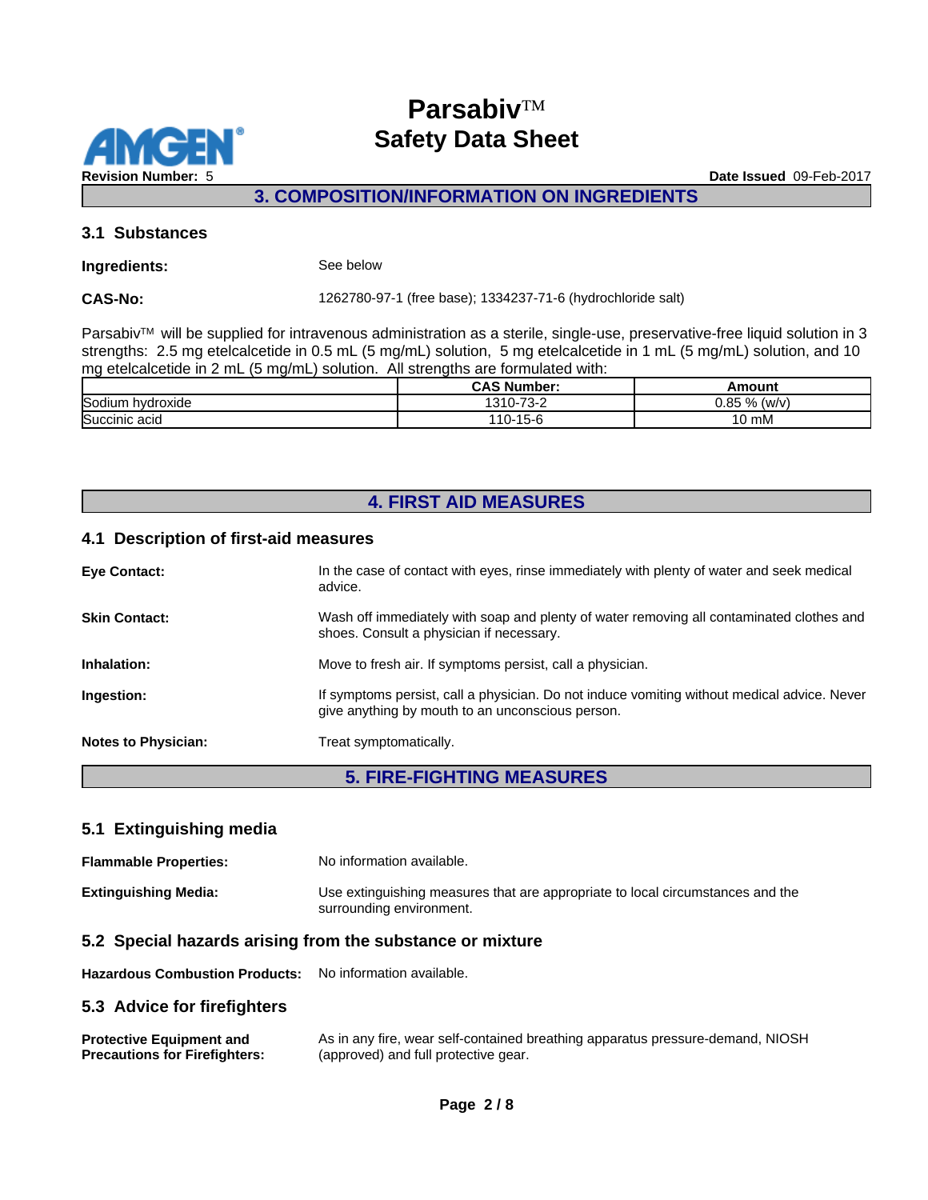## 3. COMPOSITION/INFORMATION ON INGREDIENTS

### 3.1 Substances

**Ingredients:** See below

**CAS-No:** 1262780-97-1 (free base); 1334237-71-6 (hydrochloride salt)

Parsabiv™ will be supplied for intravenous administration as a sterile, single-use, preservative-free liquid solution in 3 strengths: 2.5 mg etelcalcetide in 0.5 mL (5 mg/mL) solution, 5 mg etelcalcetide in 1 mL (5 mg/mL) solution, and 10 mg etelcalcetide in 2 mL (5 mg/mL) solution. All strengths are formulated with:

| | CAS Number: | Amount |
|---|---|---|
| Sodium hydroxide | 1310-73-2 | 0.85 % (w/v) |
| Succinic acid | 110-15-6 | 10 mM |

## 4. FIRST AID MEASURES

### 4.1 Description of first-aid measures

**Eye Contact:** In the case of contact with eyes, rinse immediately with plenty of water and seek medical advice.

**Skin Contact:** Wash off immediately with soap and plenty of water removing all contaminated clothes and shoes. Consult a physician if necessary.

**Inhalation:** Move to fresh air. If symptoms persist, call a physician.

**Ingestion:** If symptoms persist, call a physician. Do not induce vomiting without medical advice. Never give anything by mouth to an unconscious person.

**Notes to Physician:** Treat symptomatically.

## 5. FIRE-FIGHTING MEASURES

### 5.1 Extinguishing media

**Flammable Properties:** No information available.

**Extinguishing Media:** Use extinguishing measures that are appropriate to local circumstances and the surrounding environment.

### 5.2 Special hazards arising from the substance or mixture

**Hazardous Combustion Products:** No information available.

### 5.3 Advice for firefighters

**Protective Equipment and Precautions for Firefighters:** As in any fire, wear self-contained breathing apparatus pressure-demand, NIOSH (approved) and full protective gear.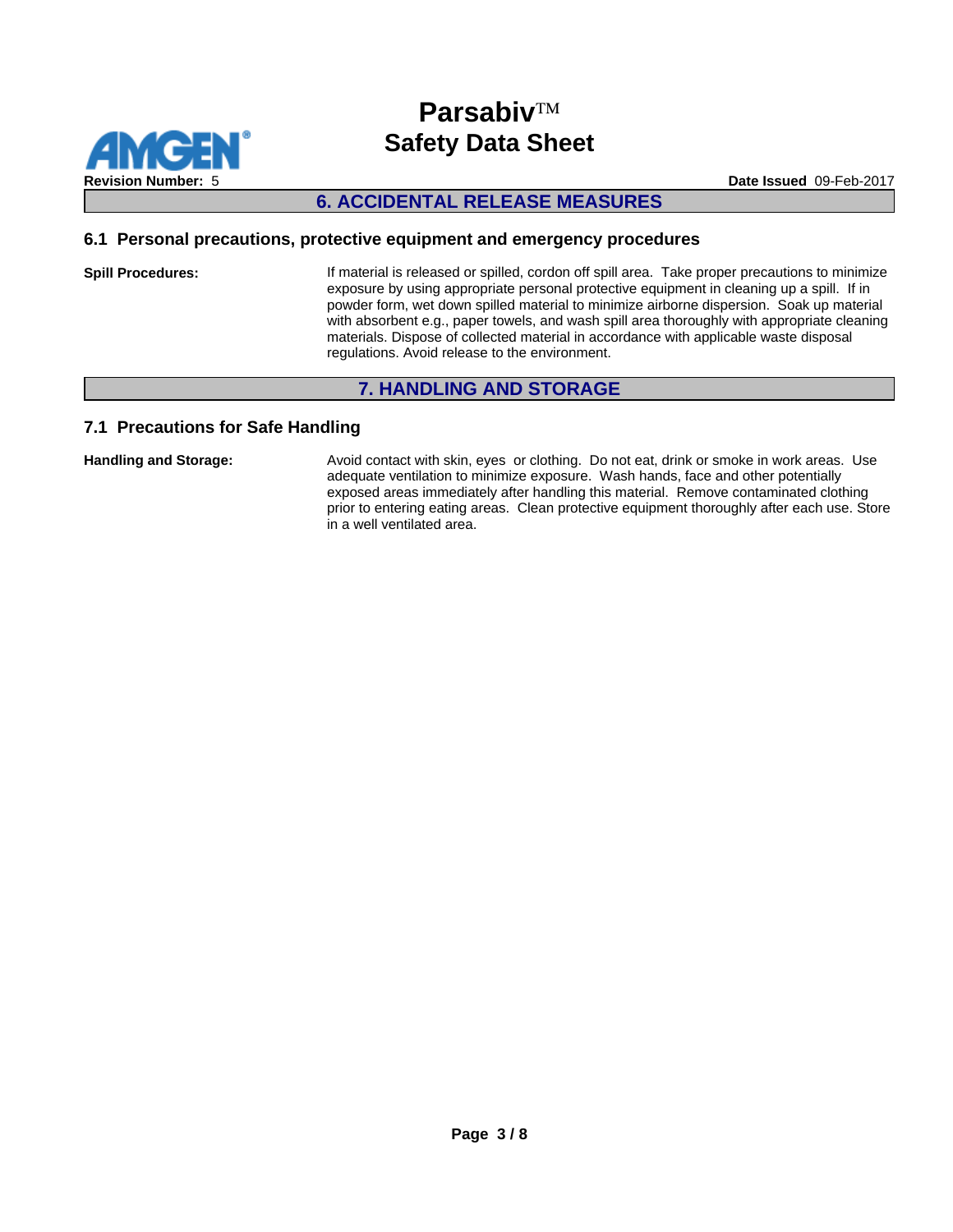## 6. ACCIDENTAL RELEASE MEASURES

### 6.1 Personal precautions, protective equipment and emergency procedures

**Spill Procedures:** If material is released or spilled, cordon off spill area. Take proper precautions to minimize exposure by using appropriate personal protective equipment in cleaning up a spill. If in powder form, wet down spilled material to minimize airborne dispersion. Soak up material with absorbent e.g., paper towels, and wash spill area thoroughly with appropriate cleaning materials. Dispose of collected material in accordance with applicable waste disposal regulations. Avoid release to the environment.

## 7. HANDLING AND STORAGE

### 7.1 Precautions for Safe Handling

**Handling and Storage:** Avoid contact with skin, eyes or clothing. Do not eat, drink or smoke in work areas. Use adequate ventilation to minimize exposure. Wash hands, face and other potentially exposed areas immediately after handling this material. Remove contaminated clothing prior to entering eating areas. Clean protective equipment thoroughly after each use. Store in a well ventilated area.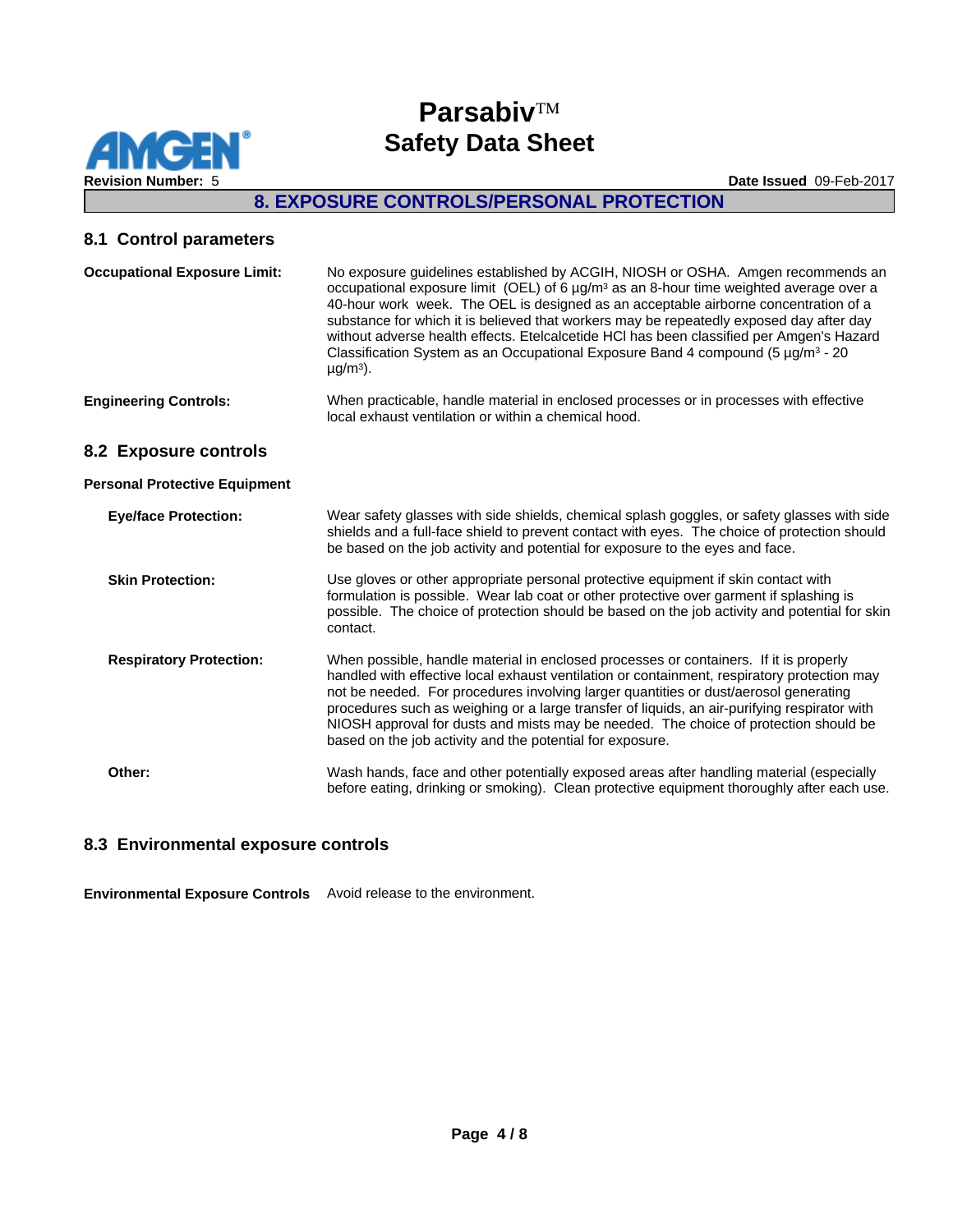## 8. EXPOSURE CONTROLS/PERSONAL PROTECTION

### 8.1 Control parameters

**Occupational Exposure Limit:** No exposure guidelines established by ACGIH, NIOSH or OSHA. Amgen recommends an occupational exposure limit (OEL) of 6 µg/m³ as an 8-hour time weighted average over a 40-hour work week. The OEL is designed as an acceptable airborne concentration of a substance for which it is believed that workers may be repeatedly exposed day after day without adverse health effects. Etelcalcetide HCl has been classified per Amgen's Hazard Classification System as an Occupational Exposure Band 4 compound (5 µg/m³ - 20 µg/m³).

**Engineering Controls:** When practicable, handle material in enclosed processes or in processes with effective local exhaust ventilation or within a chemical hood.

### 8.2 Exposure controls

**Personal Protective Equipment**

**Eye/face Protection:** Wear safety glasses with side shields, chemical splash goggles, or safety glasses with side shields and a full-face shield to prevent contact with eyes. The choice of protection should be based on the job activity and potential for exposure to the eyes and face.

**Skin Protection:** Use gloves or other appropriate personal protective equipment if skin contact with formulation is possible. Wear lab coat or other protective over garment if splashing is possible. The choice of protection should be based on the job activity and potential for skin contact.

**Respiratory Protection:** When possible, handle material in enclosed processes or containers. If it is properly handled with effective local exhaust ventilation or containment, respiratory protection may not be needed. For procedures involving larger quantities or dust/aerosol generating procedures such as weighing or a large transfer of liquids, an air-purifying respirator with NIOSH approval for dusts and mists may be needed. The choice of protection should be based on the job activity and the potential for exposure.

**Other:** Wash hands, face and other potentially exposed areas after handling material (especially before eating, drinking or smoking). Clean protective equipment thoroughly after each use.

### 8.3 Environmental exposure controls

**Environmental Exposure Controls** Avoid release to the environment.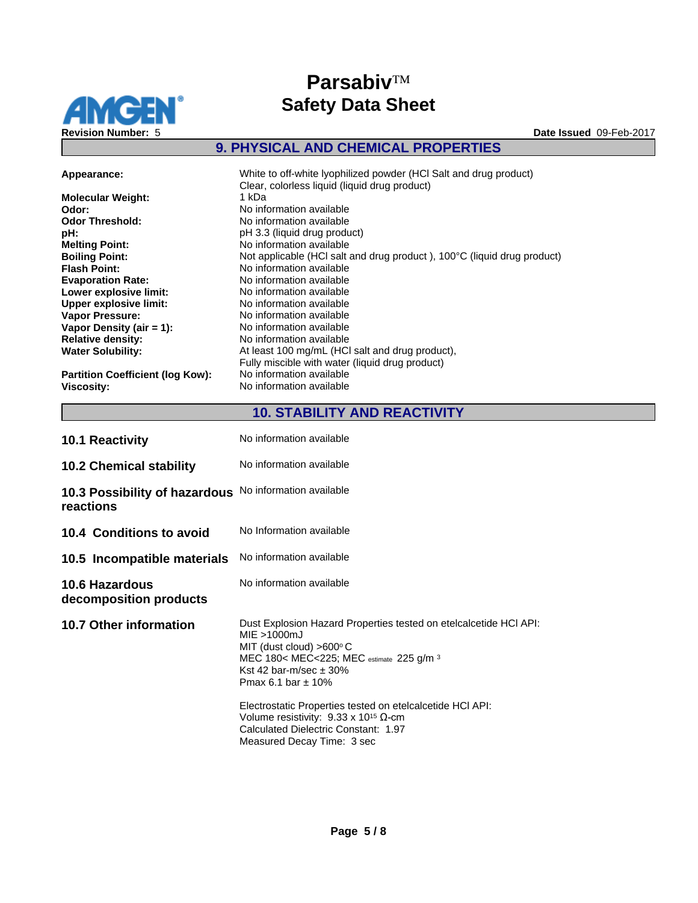## 9. PHYSICAL AND CHEMICAL PROPERTIES

| | |
|---|---|
| **Appearance:** | White to off-white lyophilized powder (HCl Salt and drug product)<br>Clear, colorless liquid (liquid drug product) |
| **Molecular Weight:** | 1 kDa |
| **Odor:** | No information available |
| **Odor Threshold:** | No information available |
| **pH:** | pH 3.3 (liquid drug product) |
| **Melting Point:** | No information available |
| **Boiling Point:** | Not applicable (HCl salt and drug product ), 100°C (liquid drug product) |
| **Flash Point:** | No information available |
| **Evaporation Rate:** | No information available |
| **Lower explosive limit:** | No information available |
| **Upper explosive limit:** | No information available |
| **Vapor Pressure:** | No information available |
| **Vapor Density (air = 1):** | No information available |
| **Relative density:** | No information available |
| **Water Solubility:** | At least 100 mg/mL (HCl salt and drug product),<br>Fully miscible with water (liquid drug product) |
| **Partition Coefficient (log Kow):** | No information available |
| **Viscosity:** | No information available |

## 10. STABILITY AND REACTIVITY

**10.1 Reactivity**
No information available

**10.2 Chemical stability**
No information available

**10.3 Possibility of hazardous reactions**
No information available

**10.4 Conditions to avoid**
No Information available

**10.5 Incompatible materials**
No information available

**10.6 Hazardous decomposition products**
No information available

**10.7 Other information**

Dust Explosion Hazard Properties tested on etelcalcetide HCl API:
MIE >1000mJ
MIT (dust cloud) >600° C
MEC 180< MEC<225; $MEC_{estimate}$ 225 g/m $^{3}$
Kst 42 bar-m/sec ± 30%
Pmax 6.1 bar ± 10%

Electrostatic Properties tested on etelcalcetide HCl API:
Volume resistivity: $9.33 \times 10^{15}$ Ω-cm
Calculated Dielectric Constant: 1.97
Measured Decay Time: 3 sec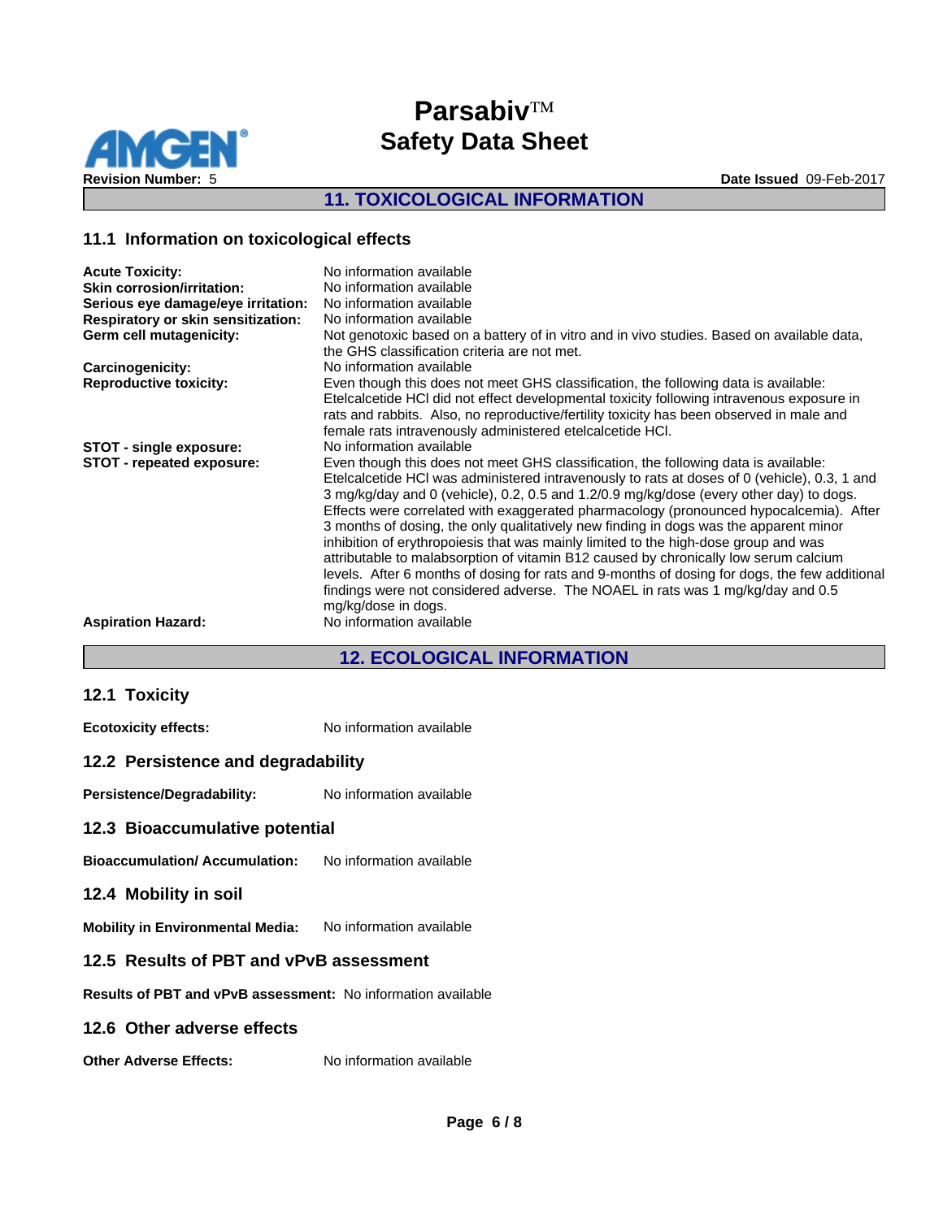## 11. TOXICOLOGICAL INFORMATION

### 11.1 Information on toxicological effects

| | |
|---|---|
| **Acute Toxicity:** | No information available |
| **Skin corrosion/irritation:** | No information available |
| **Serious eye damage/eye irritation:** | No information available |
| **Respiratory or skin sensitization:** | No information available |
| **Germ cell mutagenicity:** | Not genotoxic based on a battery of in vitro and in vivo studies. Based on available data, the GHS classification criteria are not met. |
| **Carcinogenicity:** | No information available |
| **Reproductive toxicity:** | Even though this does not meet GHS classification, the following data is available: Etelcalcetide HCl did not effect developmental toxicity following intravenous exposure in rats and rabbits. Also, no reproductive/fertility toxicity has been observed in male and female rats intravenously administered etelcalcetide HCl. |
| **STOT - single exposure:** | No information available |
| **STOT - repeated exposure:** | Even though this does not meet GHS classification, the following data is available: Etelcalcetide HCl was administered intravenously to rats at doses of 0 (vehicle), 0.3, 1 and 3 mg/kg/day and 0 (vehicle), 0.2, 0.5 and 1.2/0.9 mg/kg/dose (every other day) to dogs. Effects were correlated with exaggerated pharmacology (pronounced hypocalcemia). After 3 months of dosing, the only qualitatively new finding in dogs was the apparent minor inhibition of erythropoiesis that was mainly limited to the high-dose group and was attributable to malabsorption of vitamin B12 caused by chronically low serum calcium levels. After 6 months of dosing for rats and 9-months of dosing for dogs, the few additional findings were not considered adverse. The NOAEL in rats was 1 mg/kg/day and 0.5 mg/kg/dose in dogs. |
| **Aspiration Hazard:** | No information available |

## 12. ECOLOGICAL INFORMATION

### 12.1 Toxicity

**Ecotoxicity effects:** No information available

### 12.2 Persistence and degradability

**Persistence/Degradability:** No information available

### 12.3 Bioaccumulative potential

**Bioaccumulation/ Accumulation:** No information available

### 12.4 Mobility in soil

**Mobility in Environmental Media:** No information available

### 12.5 Results of PBT and vPvB assessment

**Results of PBT and vPvB assessment:** No information available

### 12.6 Other adverse effects

**Other Adverse Effects:** No information available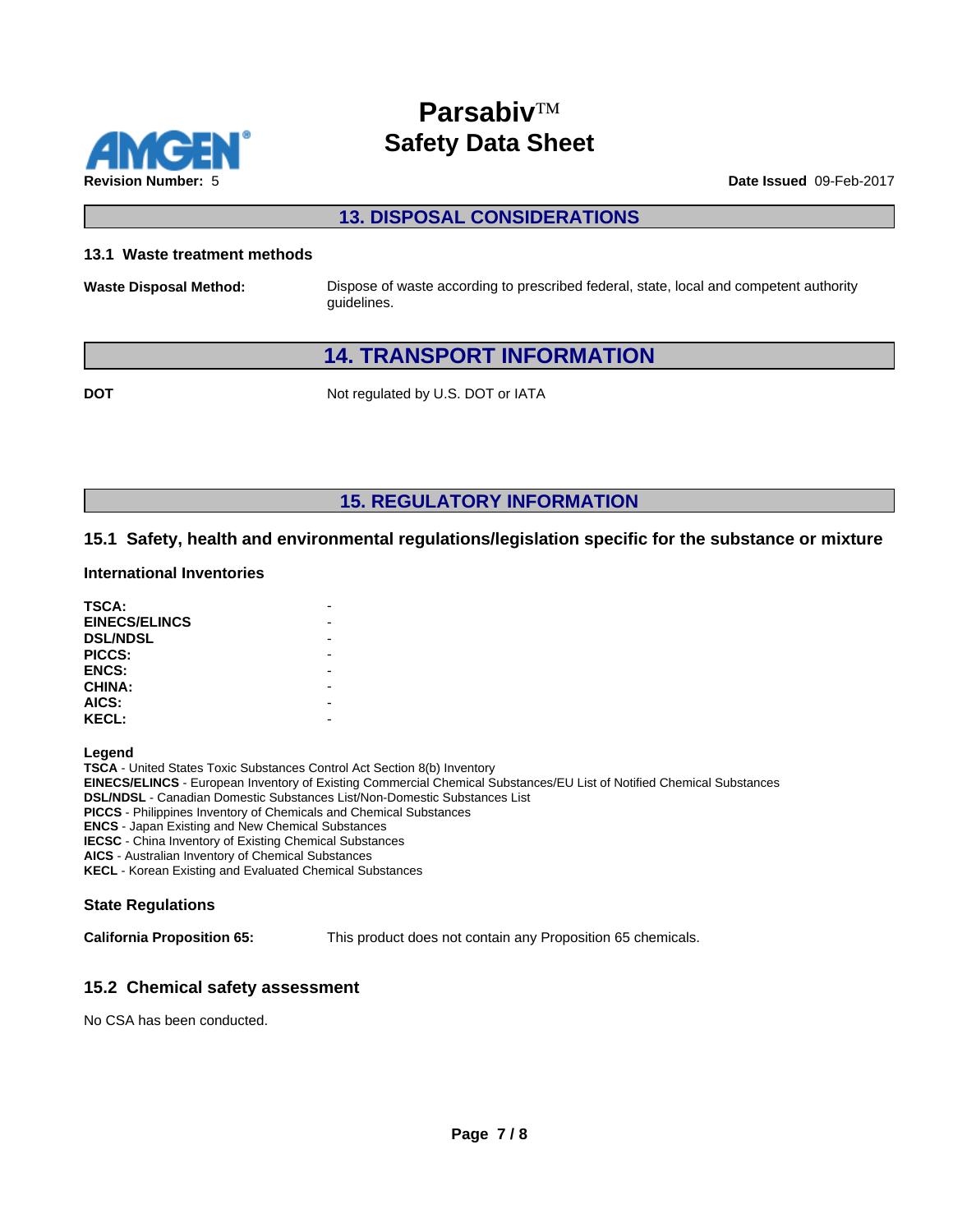## 13. DISPOSAL CONSIDERATIONS

### 13.1 Waste treatment methods

**Waste Disposal Method:** Dispose of waste according to prescribed federal, state, local and competent authority guidelines.

## 14. TRANSPORT INFORMATION

**DOT** Not regulated by U.S. DOT or IATA

## 15. REGULATORY INFORMATION

### 15.1 Safety, health and environmental regulations/legislation specific for the substance or mixture

**International Inventories**

| | |
|---|---|
| **TSCA:** | - |
| **EINECS/ELINCS** | - |
| **DSL/NDSL** | - |
| **PICCS:** | - |
| **ENCS:** | - |
| **CHINA:** | - |
| **AICS:** | - |
| **KECL:** | - |

**Legend**

**TSCA** - United States Toxic Substances Control Act Section 8(b) Inventory
**EINECS/ELINCS** - European Inventory of Existing Commercial Chemical Substances/EU List of Notified Chemical Substances
**DSL/NDSL** - Canadian Domestic Substances List/Non-Domestic Substances List
**PICCS** - Philippines Inventory of Chemicals and Chemical Substances
**ENCS** - Japan Existing and New Chemical Substances
**IECSC** - China Inventory of Existing Chemical Substances
**AICS** - Australian Inventory of Chemical Substances
**KECL** - Korean Existing and Evaluated Chemical Substances

**State Regulations**

**California Proposition 65:** This product does not contain any Proposition 65 chemicals.

### 15.2 Chemical safety assessment

No CSA has been conducted.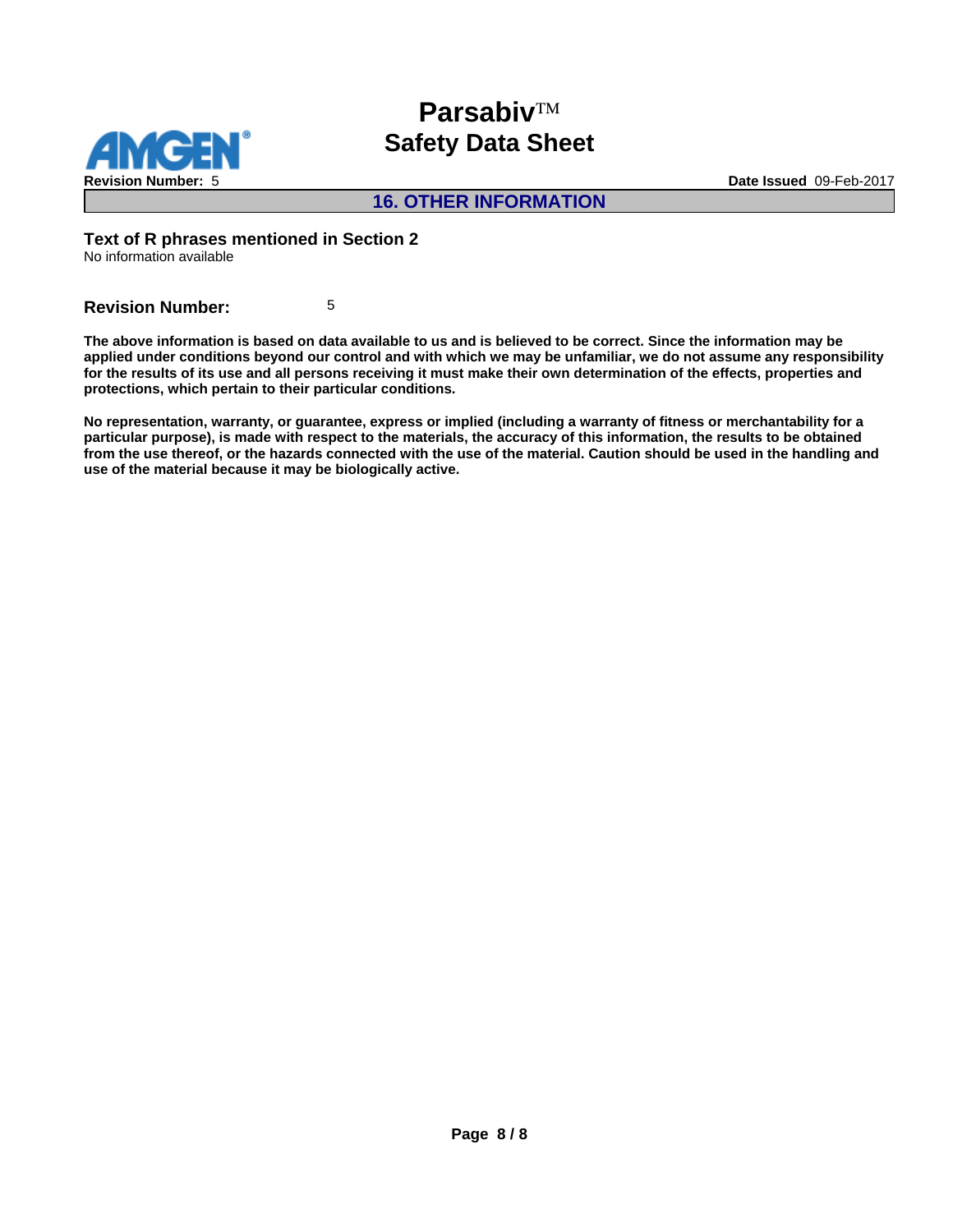## 16. OTHER INFORMATION

### Text of R phrases mentioned in Section 2

No information available

**Revision Number:** 5

**The above information is based on data available to us and is believed to be correct. Since the information may be applied under conditions beyond our control and with which we may be unfamiliar, we do not assume any responsibility for the results of its use and all persons receiving it must make their own determination of the effects, properties and protections, which pertain to their particular conditions.**

**No representation, warranty, or guarantee, express or implied (including a warranty of fitness or merchantability for a particular purpose), is made with respect to the materials, the accuracy of this information, the results to be obtained from the use thereof, or the hazards connected with the use of the material. Caution should be used in the handling and use of the material because it may be biologically active.**